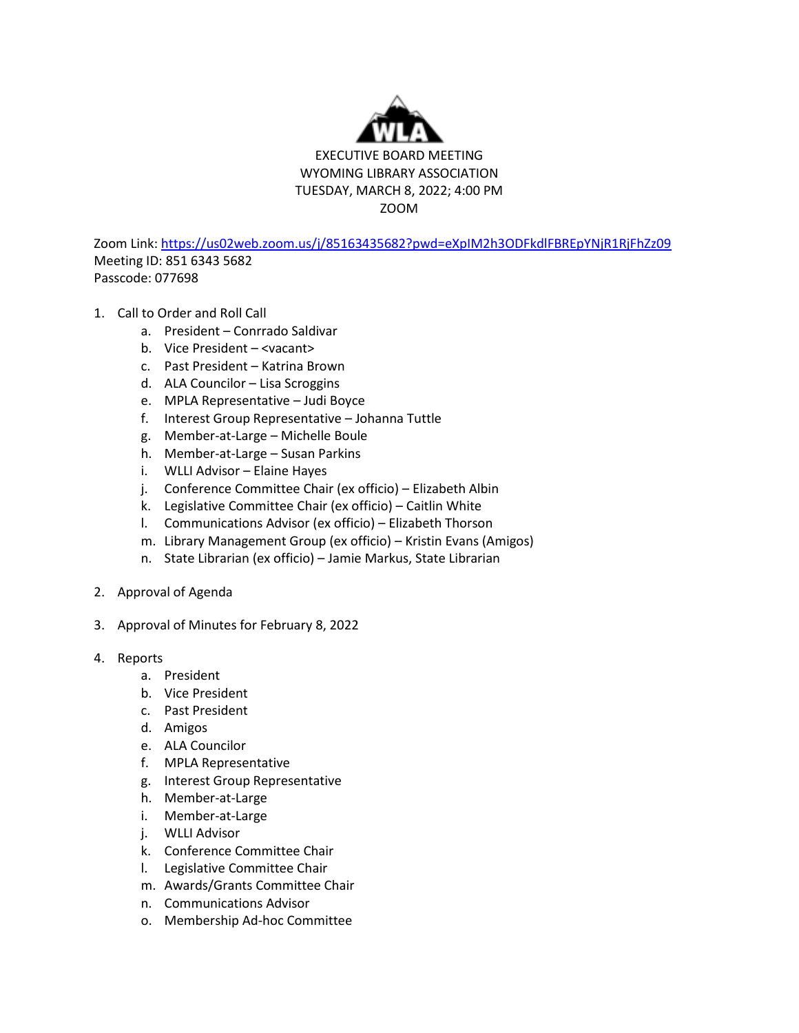# EXECUTIVE BOARD MEETING
## WYOMING LIBRARY ASSOCIATION
### TUESDAY, MARCH 8, 2022; 4:00 PM
### ZOOM

Zoom Link: https://us02web.zoom.us/j/85163435682?pwd=eXpIM2h3ODFkdlFBREpYNjR1RjFhZz09
Meeting ID: 851 6343 5682
Passcode: 077698

1. Call to Order and Roll Call
   a. President – Conrrado Saldivar
   b. Vice President – <vacant>
   c. Past President – Katrina Brown
   d. ALA Councilor – Lisa Scroggins
   e. MPLA Representative – Judi Boyce
   f. Interest Group Representative – Johanna Tuttle
   g. Member-at-Large – Michelle Boule
   h. Member-at-Large – Susan Parkins
   i. WLLI Advisor – Elaine Hayes
   j. Conference Committee Chair (ex officio) – Elizabeth Albin
   k. Legislative Committee Chair (ex officio) – Caitlin White
   l. Communications Advisor (ex officio) – Elizabeth Thorson
   m. Library Management Group (ex officio) – Kristin Evans (Amigos)
   n. State Librarian (ex officio) – Jamie Markus, State Librarian

2. Approval of Agenda

3. Approval of Minutes for February 8, 2022

4. Reports
   a. President
   b. Vice President
   c. Past President
   d. Amigos
   e. ALA Councilor
   f. MPLA Representative
   g. Interest Group Representative
   h. Member-at-Large
   i. Member-at-Large
   j. WLLI Advisor
   k. Conference Committee Chair
   l. Legislative Committee Chair
   m. Awards/Grants Committee Chair
   n. Communications Advisor
   o. Membership Ad-hoc Committee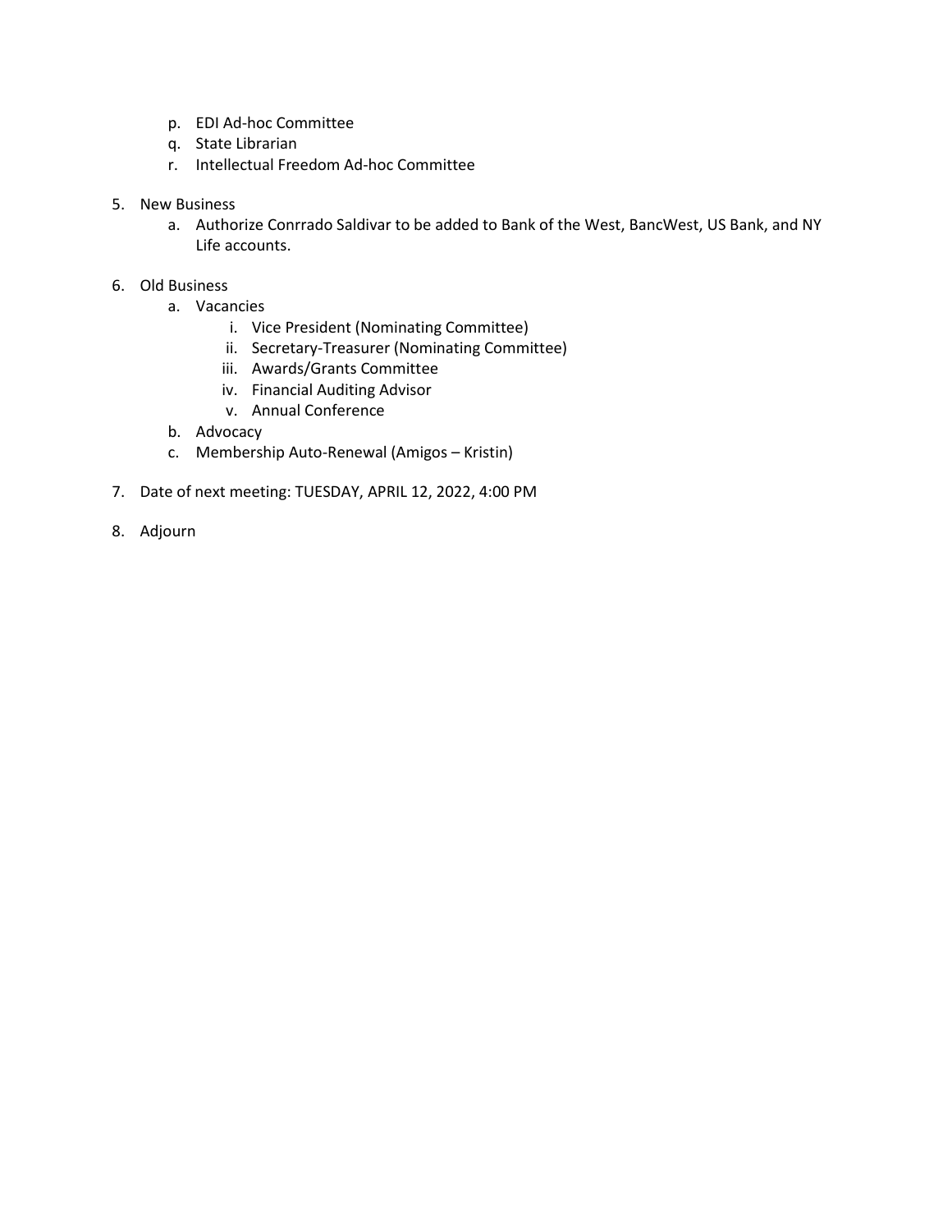p. EDI Ad-hoc Committee
q. State Librarian
r. Intellectual Freedom Ad-hoc Committee

5. New Business
    a. Authorize Conrrado Saldivar to be added to Bank of the West, BancWest, US Bank, and NY Life accounts.

6. Old Business
    a. Vacancies
        i. Vice President (Nominating Committee)
        ii. Secretary-Treasurer (Nominating Committee)
        iii. Awards/Grants Committee
        iv. Financial Auditing Advisor
        v. Annual Conference
    b. Advocacy
    c. Membership Auto-Renewal (Amigos – Kristin)

7. Date of next meeting: TUESDAY, APRIL 12, 2022, 4:00 PM

8. Adjourn